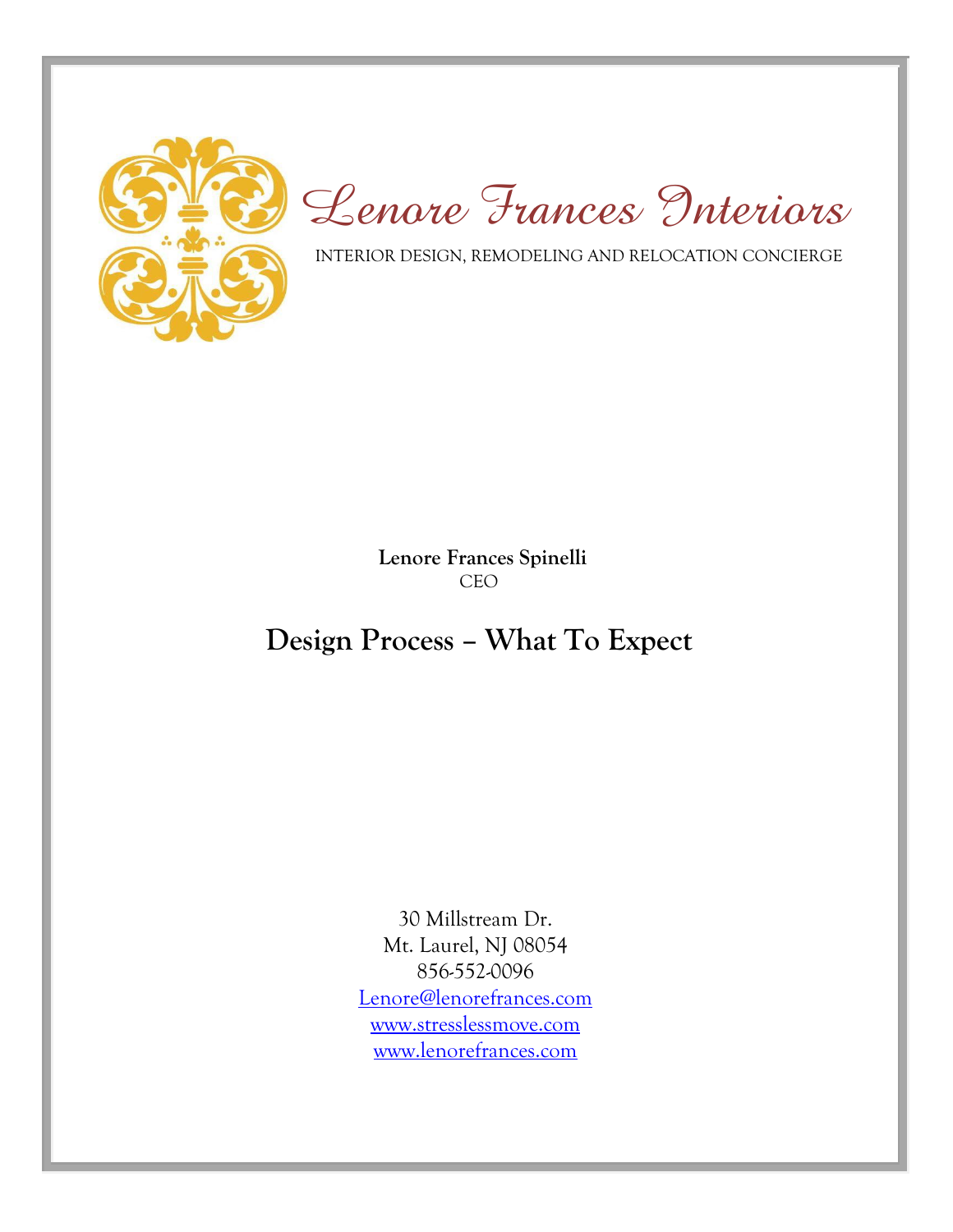# Lenore Frances Interiors

INTERIOR DESIGN, REMODELING AND RELOCATION CONCIERGE

**Lenore Frances Spinelli**
CEO

## Design Process – What To Expect

30 Millstream Dr.
Mt. Laurel, NJ 08054
856-552-0096
Lenore@lenorefrances.com
www.stresslessmove.com
www.lenorefrances.com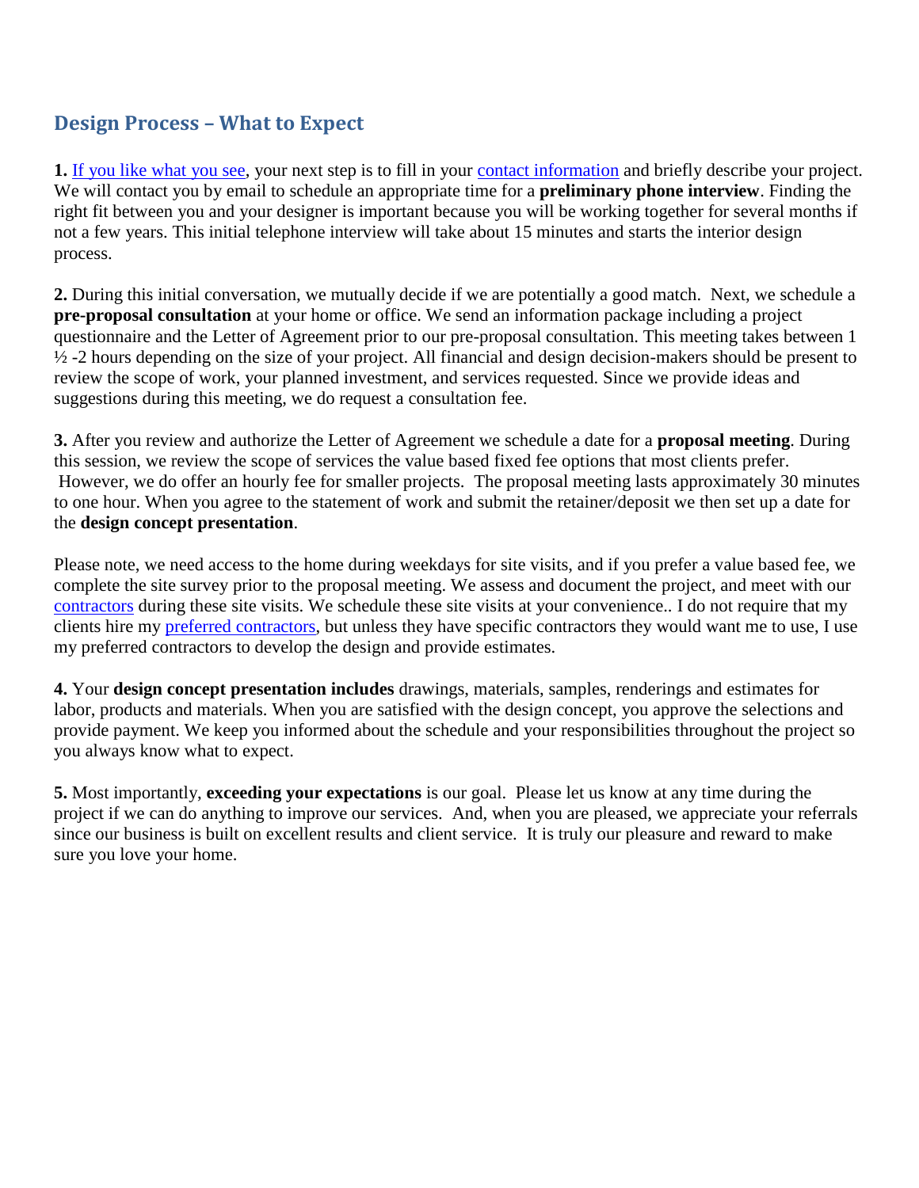## Design Process – What to Expect

**1.** If you like what you see, your next step is to fill in your contact information and briefly describe your project. We will contact you by email to schedule an appropriate time for a **preliminary phone interview**. Finding the right fit between you and your designer is important because you will be working together for several months if not a few years. This initial telephone interview will take about 15 minutes and starts the interior design process.

**2.** During this initial conversation, we mutually decide if we are potentially a good match. Next, we schedule a **pre-proposal consultation** at your home or office. We send an information package including a project questionnaire and the Letter of Agreement prior to our pre-proposal consultation. This meeting takes between 1 ½ -2 hours depending on the size of your project. All financial and design decision-makers should be present to review the scope of work, your planned investment, and services requested. Since we provide ideas and suggestions during this meeting, we do request a consultation fee.

**3.** After you review and authorize the Letter of Agreement we schedule a date for a **proposal meeting**. During this session, we review the scope of services the value based fixed fee options that most clients prefer. However, we do offer an hourly fee for smaller projects. The proposal meeting lasts approximately 30 minutes to one hour. When you agree to the statement of work and submit the retainer/deposit we then set up a date for the **design concept presentation**.

Please note, we need access to the home during weekdays for site visits, and if you prefer a value based fee, we complete the site survey prior to the proposal meeting. We assess and document the project, and meet with our contractors during these site visits. We schedule these site visits at your convenience.. I do not require that my clients hire my preferred contractors, but unless they have specific contractors they would want me to use, I use my preferred contractors to develop the design and provide estimates.

**4.** Your **design concept presentation includes** drawings, materials, samples, renderings and estimates for labor, products and materials. When you are satisfied with the design concept, you approve the selections and provide payment. We keep you informed about the schedule and your responsibilities throughout the project so you always know what to expect.

**5.** Most importantly, **exceeding your expectations** is our goal. Please let us know at any time during the project if we can do anything to improve our services. And, when you are pleased, we appreciate your referrals since our business is built on excellent results and client service. It is truly our pleasure and reward to make sure you love your home.